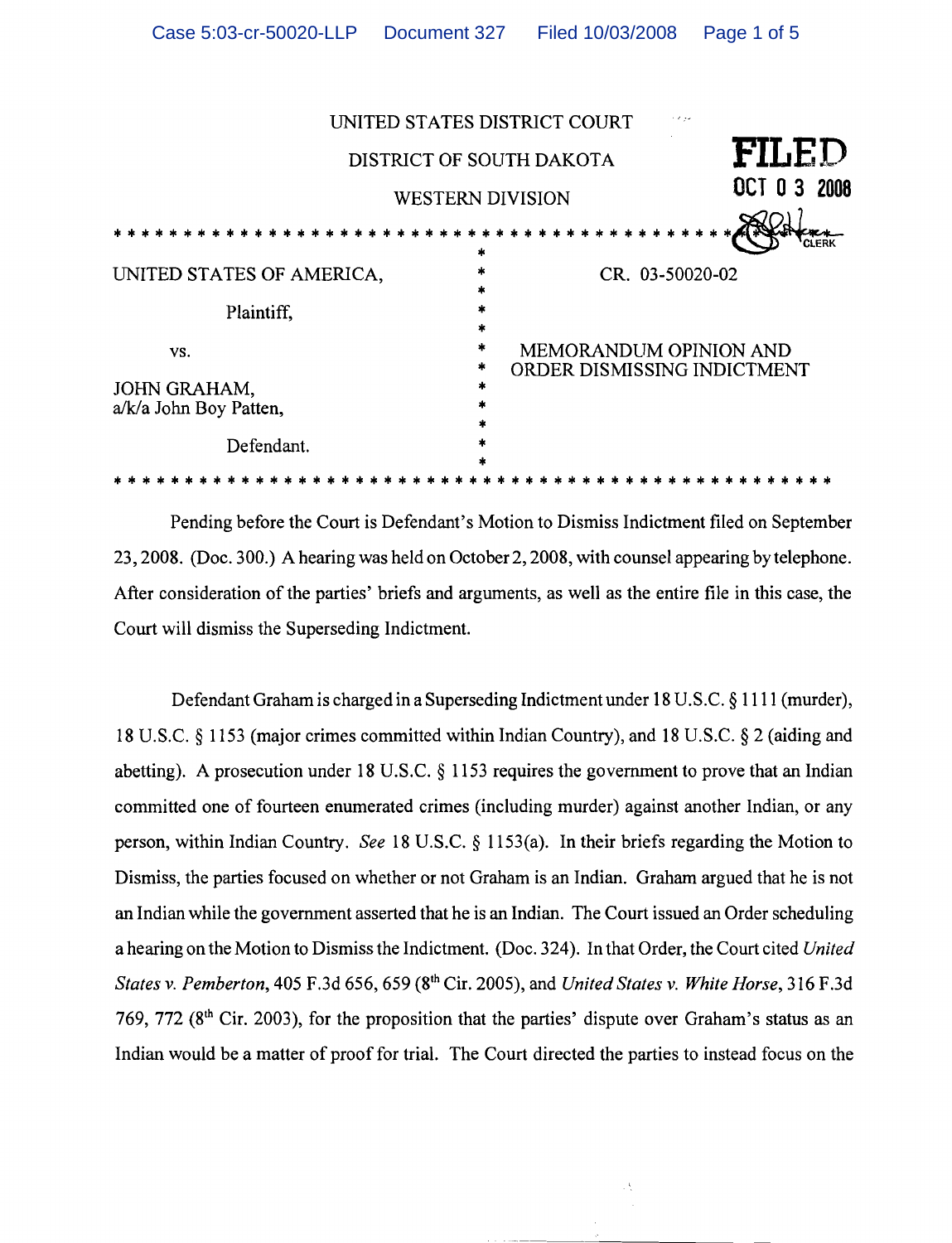UNITED STATES DISTRICT COURT

DISTRICT OF SOUTH DAKOTA

WESTERN DIVISION

**FILED**
OCT 0 3 2008
CLERK

| | | |
|---|---|---|
| UNITED STATES OF AMERICA, | * | CR. 03-50020-02 |
| Plaintiff, | * | |
| vs. | * | MEMORANDUM OPINION AND ORDER DISMISSING INDICTMENT |
| JOHN GRAHAM, a/k/a John Boy Patten, | * | |
| Defendant. | * | |

Pending before the Court is Defendant's Motion to Dismiss Indictment filed on September 23, 2008. (Doc. 300.) A hearing was held on October 2, 2008, with counsel appearing by telephone. After consideration of the parties' briefs and arguments, as well as the entire file in this case, the Court will dismiss the Superseding Indictment.

Defendant Graham is charged in a Superseding Indictment under 18 U.S.C. § 1111 (murder), 18 U.S.C. § 1153 (major crimes committed within Indian Country), and 18 U.S.C. § 2 (aiding and abetting). A prosecution under 18 U.S.C. § 1153 requires the government to prove that an Indian committed one of fourteen enumerated crimes (including murder) against another Indian, or any person, within Indian Country. *See* 18 U.S.C. § 1153(a). In their briefs regarding the Motion to Dismiss, the parties focused on whether or not Graham is an Indian. Graham argued that he is not an Indian while the government asserted that he is an Indian. The Court issued an Order scheduling a hearing on the Motion to Dismiss the Indictment. (Doc. 324). In that Order, the Court cited *United States v. Pemberton*, 405 F.3d 656, 659 (8th Cir. 2005), and *United States v. White Horse*, 316 F.3d 769, 772 (8th Cir. 2003), for the proposition that the parties' dispute over Graham's status as an Indian would be a matter of proof for trial. The Court directed the parties to instead focus on the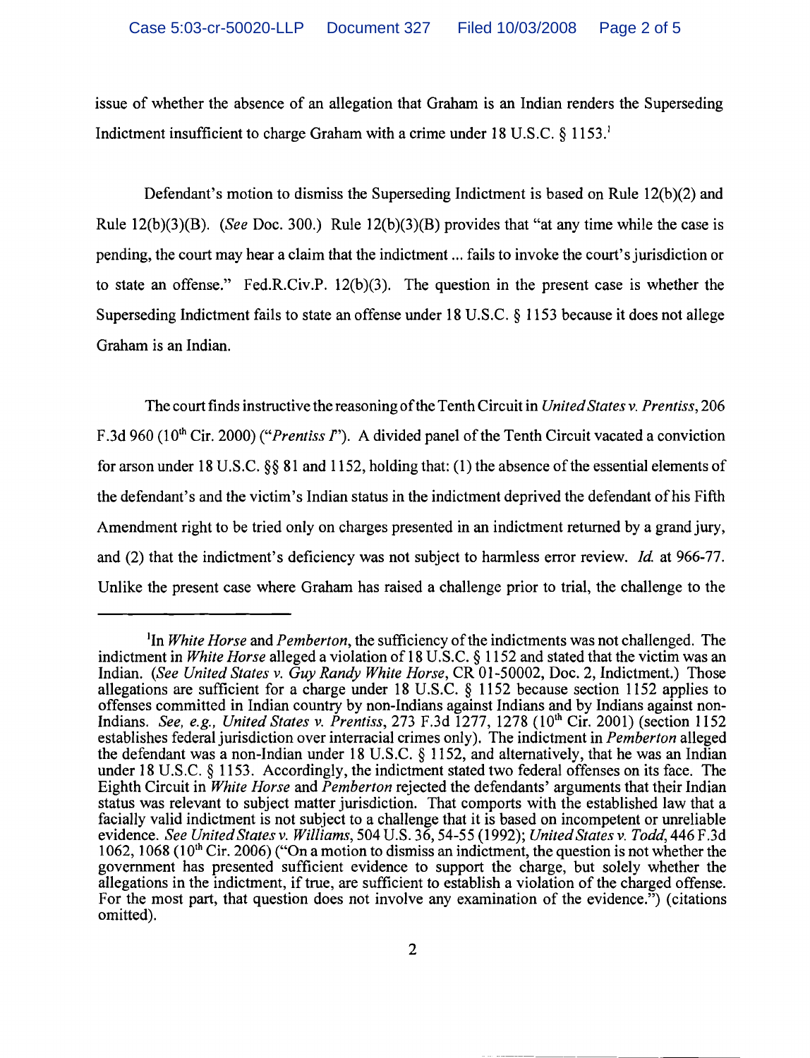issue of whether the absence of an allegation that Graham is an Indian renders the Superseding Indictment insufficient to charge Graham with a crime under 18 U.S.C. § 1153.[1]

Defendant's motion to dismiss the Superseding Indictment is based on Rule 12(b)(2) and Rule 12(b)(3)(B). (*See* Doc. 300.) Rule 12(b)(3)(B) provides that "at any time while the case is pending, the court may hear a claim that the indictment ... fails to invoke the court's jurisdiction or to state an offense." Fed.R.Civ.P. 12(b)(3). The question in the present case is whether the Superseding Indictment fails to state an offense under 18 U.S.C. § 1153 because it does not allege Graham is an Indian.

The court finds instructive the reasoning of the Tenth Circuit in *United States v. Prentiss*, 206 F.3d 960 (10th Cir. 2000) ("*Prentiss I*"). A divided panel of the Tenth Circuit vacated a conviction for arson under 18 U.S.C. §§ 81 and 1152, holding that: (1) the absence of the essential elements of the defendant's and the victim's Indian status in the indictment deprived the defendant of his Fifth Amendment right to be tried only on charges presented in an indictment returned by a grand jury, and (2) that the indictment's deficiency was not subject to harmless error review. *Id.* at 966-77. Unlike the present case where Graham has raised a challenge prior to trial, the challenge to the

---

[1]In *White Horse* and *Pemberton*, the sufficiency of the indictments was not challenged. The indictment in *White Horse* alleged a violation of 18 U.S.C. § 1152 and stated that the victim was an Indian. (*See United States v. Guy Randy White Horse*, CR 01-50002, Doc. 2, Indictment.) Those allegations are sufficient for a charge under 18 U.S.C. § 1152 because section 1152 applies to offenses committed in Indian country by non-Indians against Indians and by Indians against non-Indians. *See, e.g., United States v. Prentiss*, 273 F.3d 1277, 1278 (10th Cir. 2001) (section 1152 establishes federal jurisdiction over interracial crimes only). The indictment in *Pemberton* alleged the defendant was a non-Indian under 18 U.S.C. § 1152, and alternatively, that he was an Indian under 18 U.S.C. § 1153. Accordingly, the indictment stated two federal offenses on its face. The Eighth Circuit in *White Horse* and *Pemberton* rejected the defendants' arguments that their Indian status was relevant to subject matter jurisdiction. That comports with the established law that a facially valid indictment is not subject to a challenge that it is based on incompetent or unreliable evidence. *See United States v. Williams*, 504 U.S. 36, 54-55 (1992); *United States v. Todd*, 446 F.3d 1062, 1068 (10th Cir. 2006) ("On a motion to dismiss an indictment, the question is not whether the government has presented sufficient evidence to support the charge, but solely whether the allegations in the indictment, if true, are sufficient to establish a violation of the charged offense. For the most part, that question does not involve any examination of the evidence.") (citations omitted).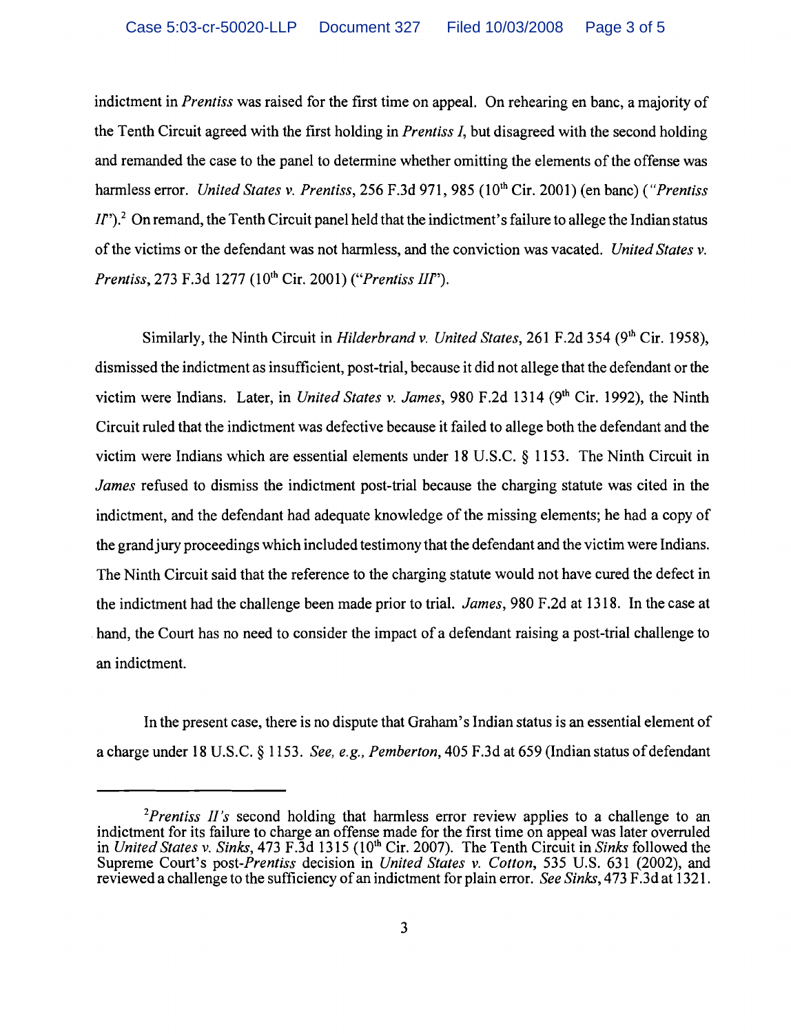indictment in *Prentiss* was raised for the first time on appeal. On rehearing en banc, a majority of the Tenth Circuit agreed with the first holding in *Prentiss I*, but disagreed with the second holding and remanded the case to the panel to determine whether omitting the elements of the offense was harmless error. *United States v. Prentiss*, 256 F.3d 971, 985 (10th Cir. 2001) (en banc) (*"Prentiss II"*).[2] On remand, the Tenth Circuit panel held that the indictment's failure to allege the Indian status of the victims or the defendant was not harmless, and the conviction was vacated. *United States v. Prentiss*, 273 F.3d 1277 (10th Cir. 2001) (*"Prentiss III"*).

Similarly, the Ninth Circuit in *Hilderbrand v. United States*, 261 F.2d 354 (9th Cir. 1958), dismissed the indictment as insufficient, post-trial, because it did not allege that the defendant or the victim were Indians. Later, in *United States v. James*, 980 F.2d 1314 (9th Cir. 1992), the Ninth Circuit ruled that the indictment was defective because it failed to allege both the defendant and the victim were Indians which are essential elements under 18 U.S.C. § 1153. The Ninth Circuit in *James* refused to dismiss the indictment post-trial because the charging statute was cited in the indictment, and the defendant had adequate knowledge of the missing elements; he had a copy of the grand jury proceedings which included testimony that the defendant and the victim were Indians. The Ninth Circuit said that the reference to the charging statute would not have cured the defect in the indictment had the challenge been made prior to trial. *James*, 980 F.2d at 1318. In the case at hand, the Court has no need to consider the impact of a defendant raising a post-trial challenge to an indictment.

In the present case, there is no dispute that Graham's Indian status is an essential element of a charge under 18 U.S.C. § 1153. *See, e.g., Pemberton*, 405 F.3d at 659 (Indian status of defendant

---

[2] *Prentiss II's* second holding that harmless error review applies to a challenge to an indictment for its failure to charge an offense made for the first time on appeal was later overruled in *United States v. Sinks*, 473 F.3d 1315 (10th Cir. 2007). The Tenth Circuit in *Sinks* followed the Supreme Court's post-*Prentiss* decision in *United States v. Cotton*, 535 U.S. 631 (2002), and reviewed a challenge to the sufficiency of an indictment for plain error. *See Sinks*, 473 F.3d at 1321.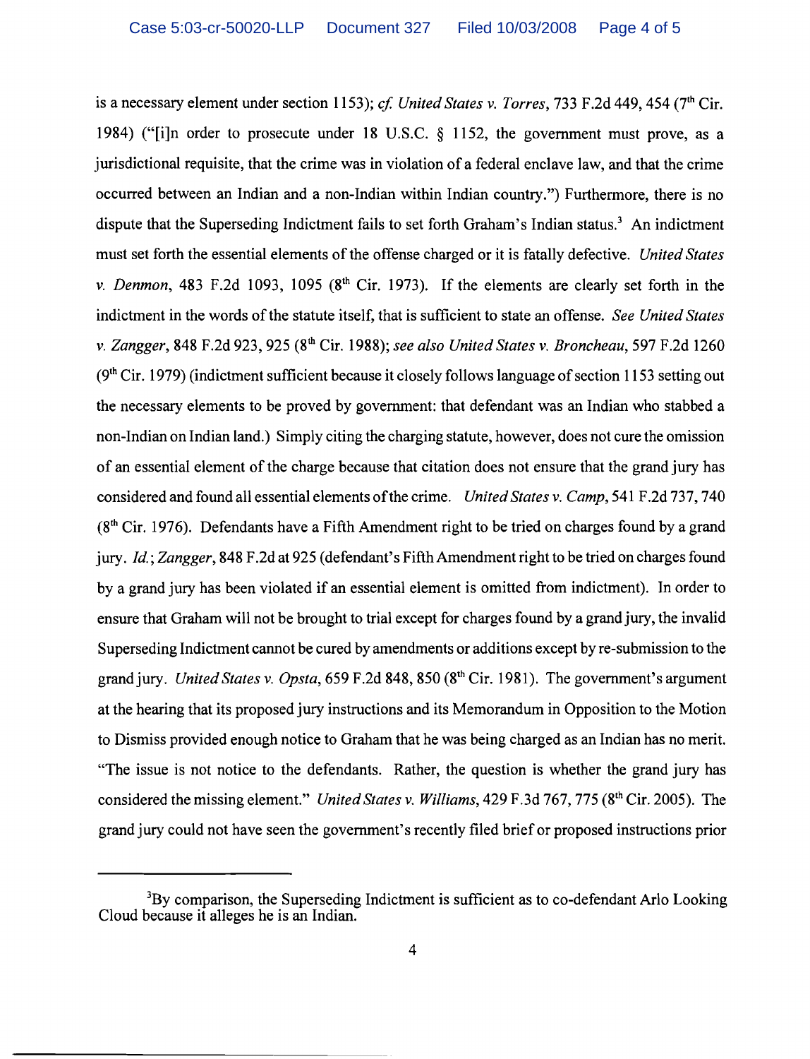is a necessary element under section 1153); *cf. United States v. Torres*, 733 F.2d 449, 454 (7th Cir. 1984) ("[i]n order to prosecute under 18 U.S.C. § 1152, the government must prove, as a jurisdictional requisite, that the crime was in violation of a federal enclave law, and that the crime occurred between an Indian and a non-Indian within Indian country.") Furthermore, there is no dispute that the Superseding Indictment fails to set forth Graham's Indian status.[3] An indictment must set forth the essential elements of the offense charged or it is fatally defective. *United States v. Denmon*, 483 F.2d 1093, 1095 (8th Cir. 1973). If the elements are clearly set forth in the indictment in the words of the statute itself, that is sufficient to state an offense. *See United States v. Zangger*, 848 F.2d 923, 925 (8th Cir. 1988); *see also United States v. Broncheau*, 597 F.2d 1260 (9th Cir. 1979) (indictment sufficient because it closely follows language of section 1153 setting out the necessary elements to be proved by government: that defendant was an Indian who stabbed a non-Indian on Indian land.) Simply citing the charging statute, however, does not cure the omission of an essential element of the charge because that citation does not ensure that the grand jury has considered and found all essential elements of the crime. *United States v. Camp*, 541 F.2d 737, 740 (8th Cir. 1976). Defendants have a Fifth Amendment right to be tried on charges found by a grand jury. *Id.*; *Zangger*, 848 F.2d at 925 (defendant's Fifth Amendment right to be tried on charges found by a grand jury has been violated if an essential element is omitted from indictment). In order to ensure that Graham will not be brought to trial except for charges found by a grand jury, the invalid Superseding Indictment cannot be cured by amendments or additions except by re-submission to the grand jury. *United States v. Opsta*, 659 F.2d 848, 850 (8th Cir. 1981). The government's argument at the hearing that its proposed jury instructions and its Memorandum in Opposition to the Motion to Dismiss provided enough notice to Graham that he was being charged as an Indian has no merit. "The issue is not notice to the defendants. Rather, the question is whether the grand jury has considered the missing element." *United States v. Williams*, 429 F.3d 767, 775 (8th Cir. 2005). The grand jury could not have seen the government's recently filed brief or proposed instructions prior

[3] By comparison, the Superseding Indictment is sufficient as to co-defendant Arlo Looking Cloud because it alleges he is an Indian.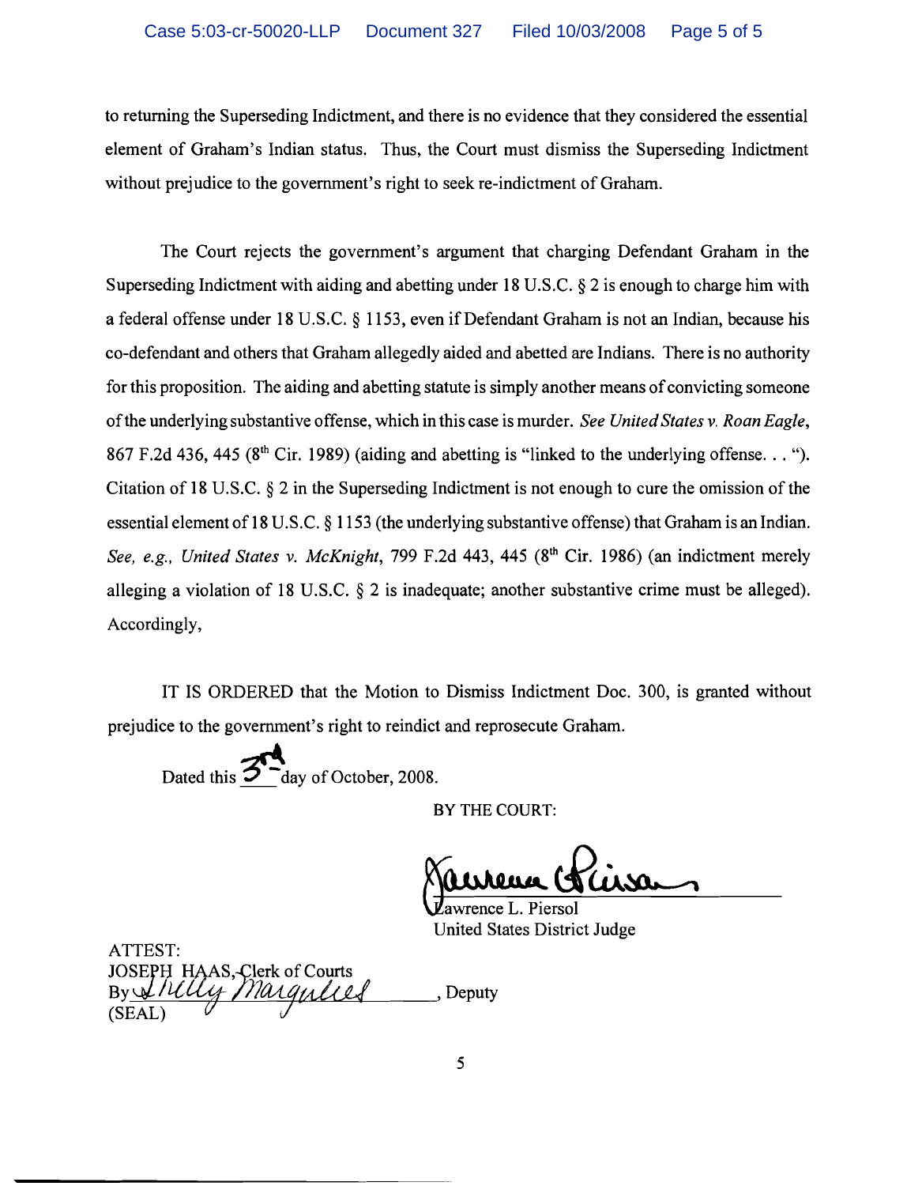to returning the Superseding Indictment, and there is no evidence that they considered the essential element of Graham's Indian status. Thus, the Court must dismiss the Superseding Indictment without prejudice to the government's right to seek re-indictment of Graham.

The Court rejects the government's argument that charging Defendant Graham in the Superseding Indictment with aiding and abetting under 18 U.S.C. § 2 is enough to charge him with a federal offense under 18 U.S.C. § 1153, even if Defendant Graham is not an Indian, because his co-defendant and others that Graham allegedly aided and abetted are Indians. There is no authority for this proposition. The aiding and abetting statute is simply another means of convicting someone of the underlying substantive offense, which in this case is murder. *See United States v. Roan Eagle*, 867 F.2d 436, 445 (8th Cir. 1989) (aiding and abetting is "linked to the underlying offense. . . "). Citation of 18 U.S.C. § 2 in the Superseding Indictment is not enough to cure the omission of the essential element of 18 U.S.C. § 1153 (the underlying substantive offense) that Graham is an Indian. *See, e.g., United States v. McKnight*, 799 F.2d 443, 445 (8th Cir. 1986) (an indictment merely alleging a violation of 18 U.S.C. § 2 is inadequate; another substantive crime must be alleged). Accordingly,

IT IS ORDERED that the Motion to Dismiss Indictment Doc. 300, is granted without prejudice to the government's right to reindict and reprosecute Graham.

Dated this 3rd day of October, 2008.

BY THE COURT:

Lawrence L. Piersol
United States District Judge

ATTEST:
JOSEPH HAAS, Clerk of Courts
By Shelly Margulies, Deputy
(SEAL)